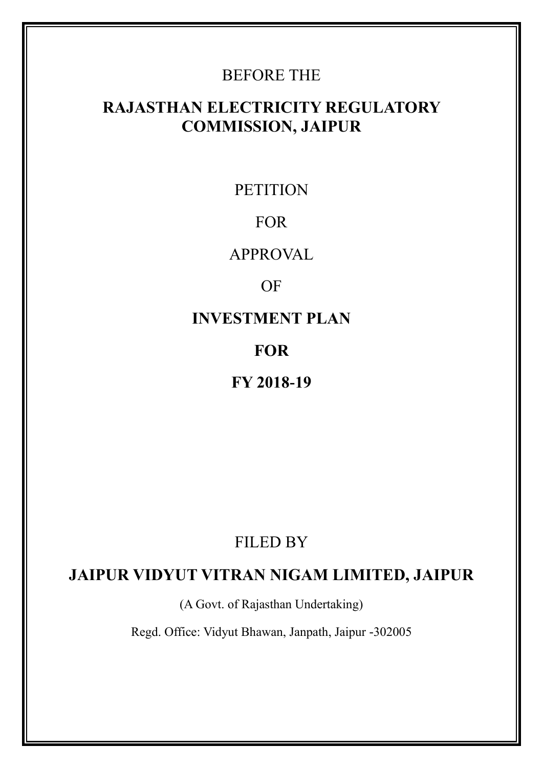BEFORE THE

# RAJASTHAN ELECTRICITY REGULATORY COMMISSION, JAIPUR

PETITION

FOR

APPROVAL

OF

**INVESTMENT PLAN**

**FOR**

**FY 2018-19**

FILED BY

## JAIPUR VIDYUT VITRAN NIGAM LIMITED, JAIPUR

(A Govt. of Rajasthan Undertaking)

Regd. Office: Vidyut Bhawan, Janpath, Jaipur -302005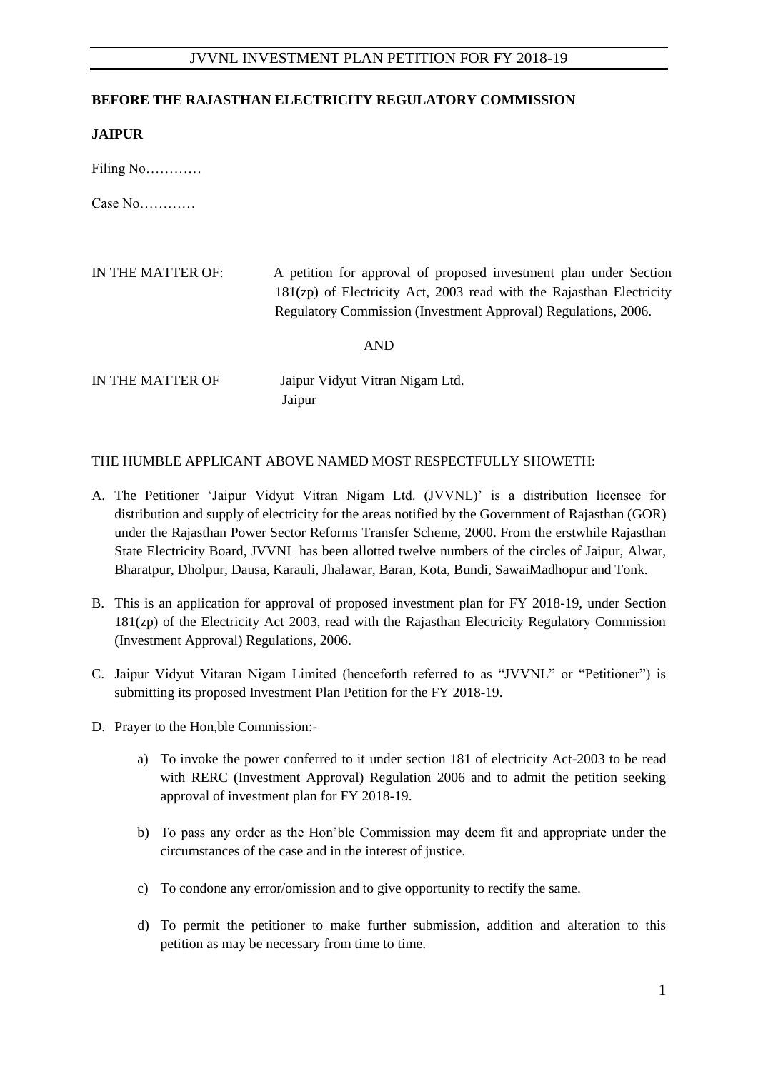**BEFORE THE RAJASTHAN ELECTRICITY REGULATORY COMMISSION**

**JAIPUR**

Filing No…………

Case No…………

IN THE MATTER OF: A petition for approval of proposed investment plan under Section 181(zp) of Electricity Act, 2003 read with the Rajasthan Electricity Regulatory Commission (Investment Approval) Regulations, 2006.

AND

IN THE MATTER OF Jaipur Vidyut Vitran Nigam Ltd.
Jaipur

THE HUMBLE APPLICANT ABOVE NAMED MOST RESPECTFULLY SHOWETH:

A. The Petitioner 'Jaipur Vidyut Vitran Nigam Ltd. (JVVNL)' is a distribution licensee for distribution and supply of electricity for the areas notified by the Government of Rajasthan (GOR) under the Rajasthan Power Sector Reforms Transfer Scheme, 2000. From the erstwhile Rajasthan State Electricity Board, JVVNL has been allotted twelve numbers of the circles of Jaipur, Alwar, Bharatpur, Dholpur, Dausa, Karauli, Jhalawar, Baran, Kota, Bundi, SawaiMadhopur and Tonk.

B. This is an application for approval of proposed investment plan for FY 2018-19, under Section 181(zp) of the Electricity Act 2003, read with the Rajasthan Electricity Regulatory Commission (Investment Approval) Regulations, 2006.

C. Jaipur Vidyut Vitaran Nigam Limited (henceforth referred to as "JVVNL" or "Petitioner") is submitting its proposed Investment Plan Petition for the FY 2018-19.

D. Prayer to the Hon,ble Commission:-

   a) To invoke the power conferred to it under section 181 of electricity Act-2003 to be read with RERC (Investment Approval) Regulation 2006 and to admit the petition seeking approval of investment plan for FY 2018-19.

   b) To pass any order as the Hon'ble Commission may deem fit and appropriate under the circumstances of the case and in the interest of justice.

   c) To condone any error/omission and to give opportunity to rectify the same.

   d) To permit the petitioner to make further submission, addition and alteration to this petition as may be necessary from time to time.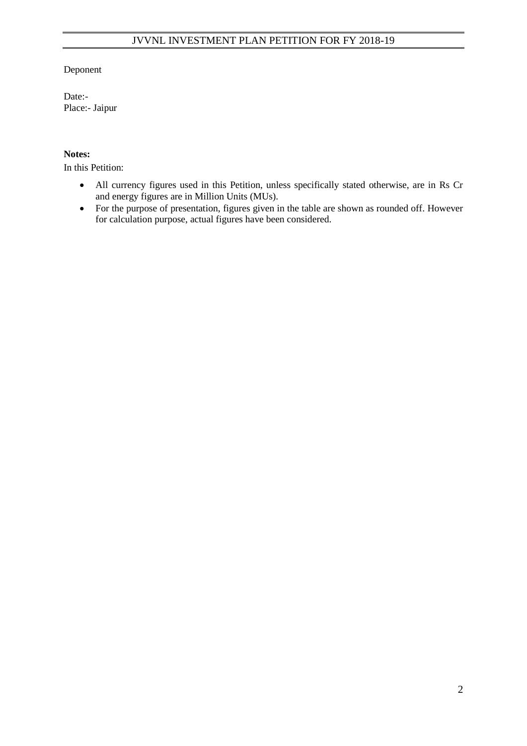Deponent

Date:-
Place:- Jaipur

**Notes:**

In this Petition:

- All currency figures used in this Petition, unless specifically stated otherwise, are in Rs Cr and energy figures are in Million Units (MUs).
- For the purpose of presentation, figures given in the table are shown as rounded off. However for calculation purpose, actual figures have been considered.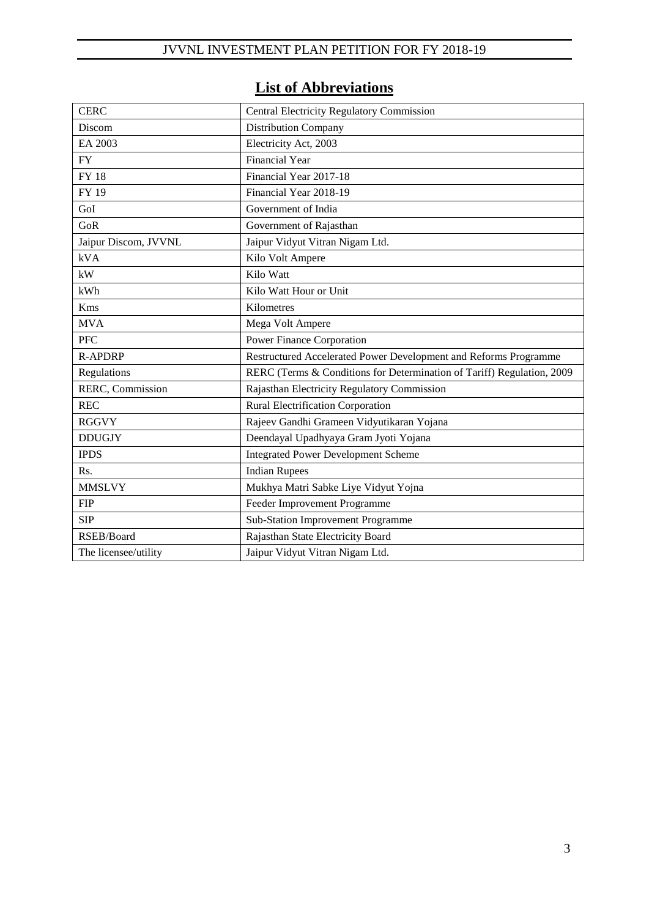## List of Abbreviations

| | |
|---|---|
| CERC | Central Electricity Regulatory Commission |
| Discom | Distribution Company |
| EA 2003 | Electricity Act, 2003 |
| FY | Financial Year |
| FY 18 | Financial Year 2017-18 |
| FY 19 | Financial Year 2018-19 |
| GoI | Government of India |
| GoR | Government of Rajasthan |
| Jaipur Discom, JVVNL | Jaipur Vidyut Vitran Nigam Ltd. |
| kVA | Kilo Volt Ampere |
| kW | Kilo Watt |
| kWh | Kilo Watt Hour or Unit |
| Kms | Kilometres |
| MVA | Mega Volt Ampere |
| PFC | Power Finance Corporation |
| R-APDRP | Restructured Accelerated Power Development and Reforms Programme |
| Regulations | RERC (Terms & Conditions for Determination of Tariff) Regulation, 2009 |
| RERC, Commission | Rajasthan Electricity Regulatory Commission |
| REC | Rural Electrification Corporation |
| RGGVY | Rajeev Gandhi Grameen Vidyutikaran Yojana |
| DDUGJY | Deendayal Upadhyaya Gram Jyoti Yojana |
| IPDS | Integrated Power Development Scheme |
| Rs. | Indian Rupees |
| MMSLVY | Mukhya Matri Sabke Liye Vidyut Yojna |
| FIP | Feeder Improvement Programme |
| SIP | Sub-Station Improvement Programme |
| RSEB/Board | Rajasthan State Electricity Board |
| The licensee/utility | Jaipur Vidyut Vitran Nigam Ltd. |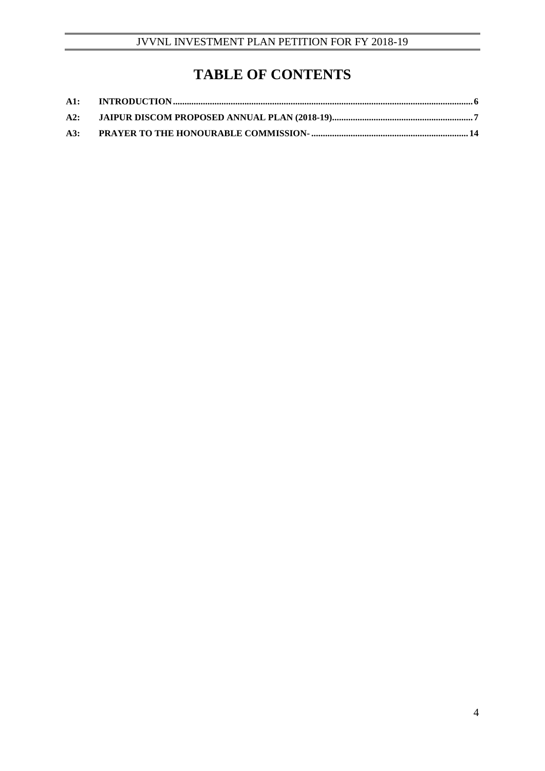# TABLE OF CONTENTS

**A1: INTRODUCTION** .......... **6**

**A2: JAIPUR DISCOM PROPOSED ANNUAL PLAN (2018-19)** .......... **7**

**A3: PRAYER TO THE HONOURABLE COMMISSION-** .......... **14**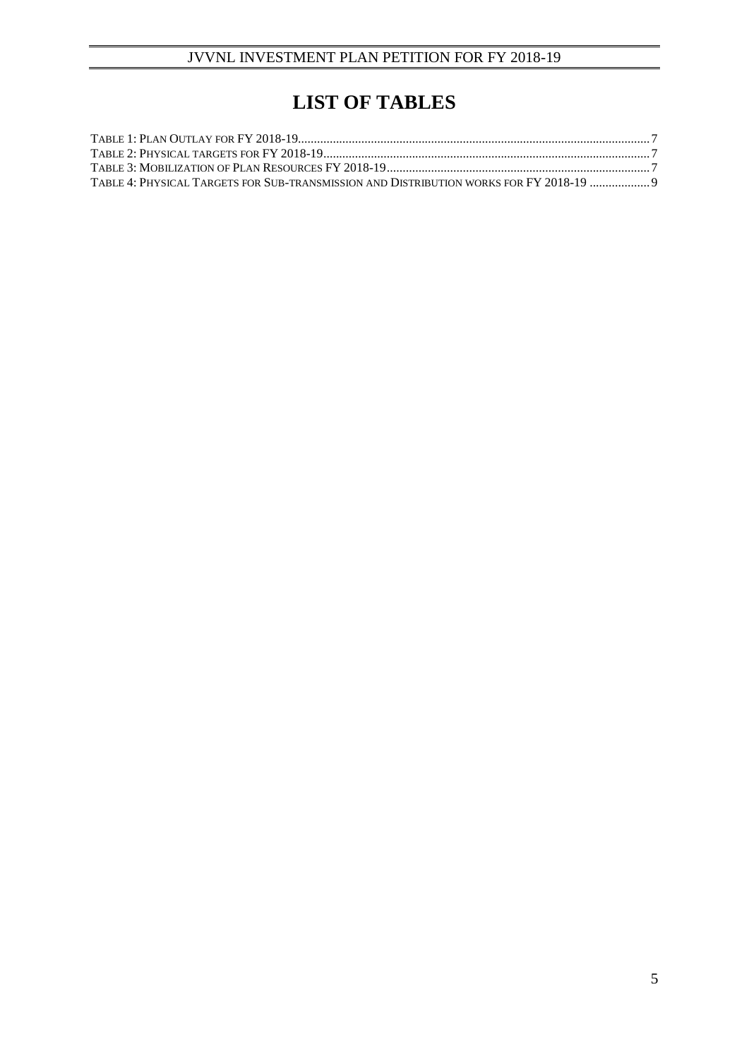# LIST OF TABLES

Table 1: Plan Outlay for FY 2018-19 .......... 7
Table 2: Physical targets for FY 2018-19 .......... 7
Table 3: Mobilization of Plan Resources FY 2018-19 .......... 7
Table 4: Physical Targets for Sub-transmission and Distribution works for FY 2018-19 .......... 9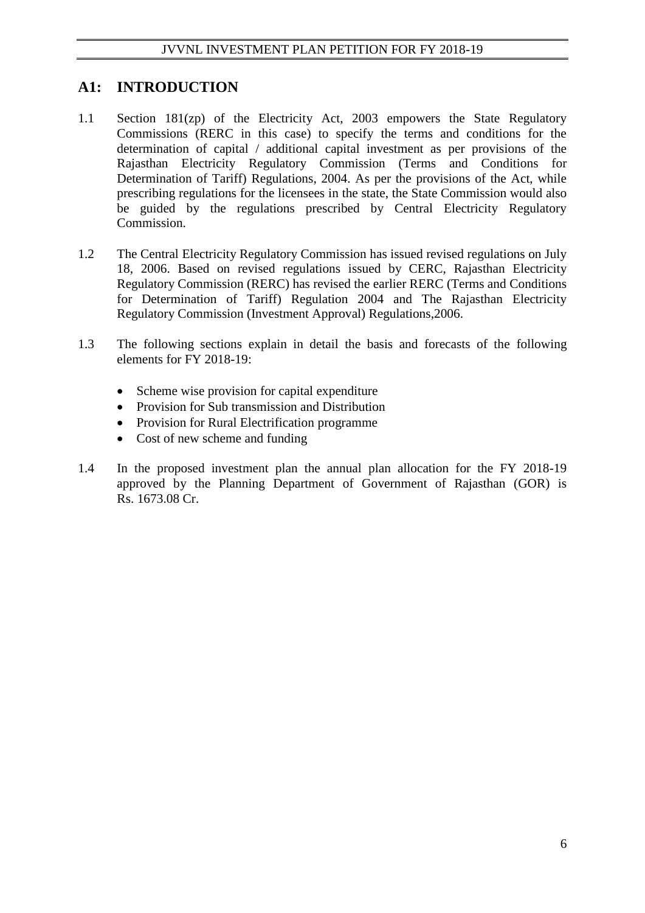## A1: INTRODUCTION

1.1 Section 181(zp) of the Electricity Act, 2003 empowers the State Regulatory Commissions (RERC in this case) to specify the terms and conditions for the determination of capital / additional capital investment as per provisions of the Rajasthan Electricity Regulatory Commission (Terms and Conditions for Determination of Tariff) Regulations, 2004. As per the provisions of the Act, while prescribing regulations for the licensees in the state, the State Commission would also be guided by the regulations prescribed by Central Electricity Regulatory Commission.

1.2 The Central Electricity Regulatory Commission has issued revised regulations on July 18, 2006. Based on revised regulations issued by CERC, Rajasthan Electricity Regulatory Commission (RERC) has revised the earlier RERC (Terms and Conditions for Determination of Tariff) Regulation 2004 and The Rajasthan Electricity Regulatory Commission (Investment Approval) Regulations,2006.

1.3 The following sections explain in detail the basis and forecasts of the following elements for FY 2018-19:

- Scheme wise provision for capital expenditure
- Provision for Sub transmission and Distribution
- Provision for Rural Electrification programme
- Cost of new scheme and funding

1.4 In the proposed investment plan the annual plan allocation for the FY 2018-19 approved by the Planning Department of Government of Rajasthan (GOR) is Rs. 1673.08 Cr.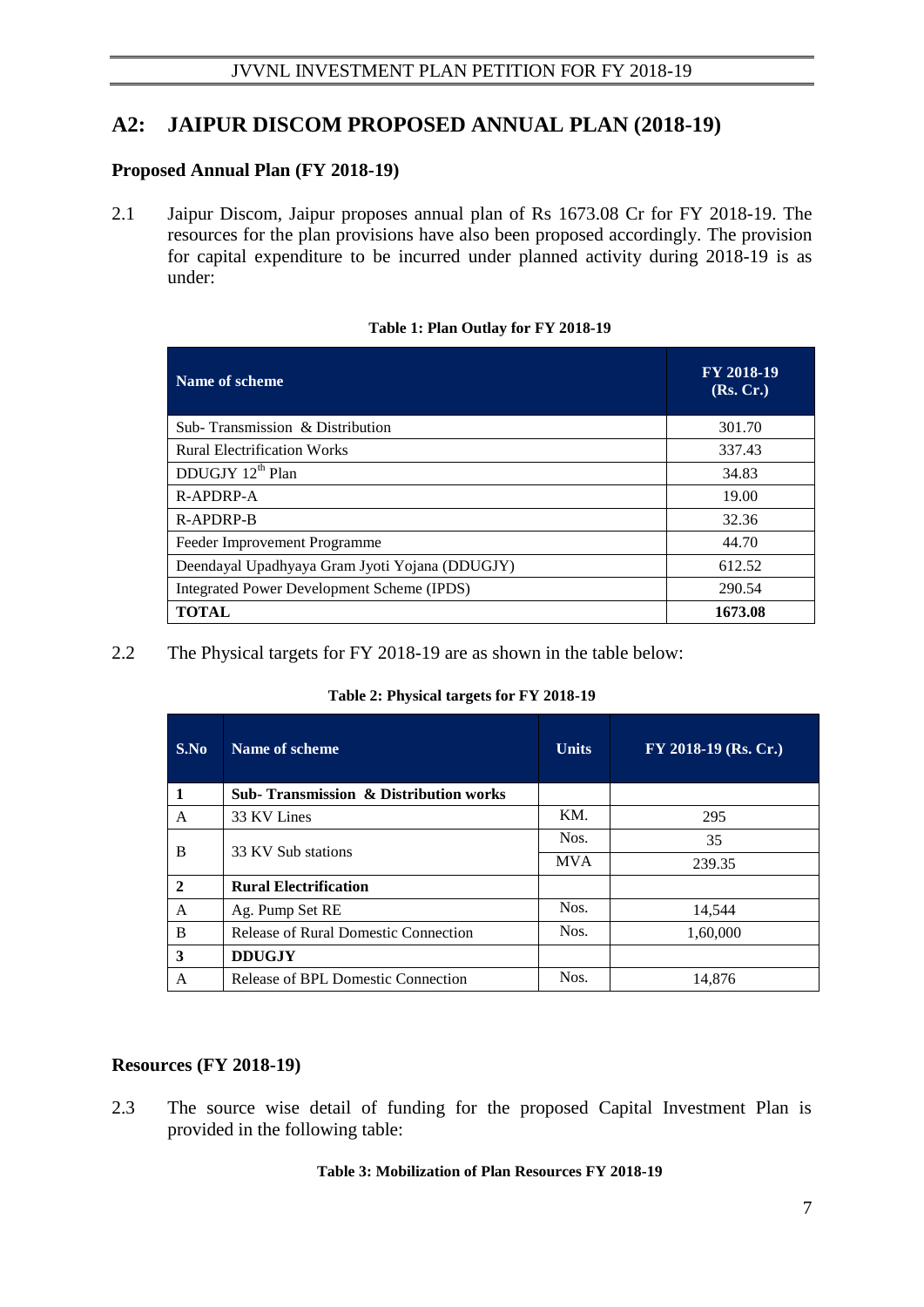## A2: JAIPUR DISCOM PROPOSED ANNUAL PLAN (2018-19)

### Proposed Annual Plan (FY 2018-19)

2.1 Jaipur Discom, Jaipur proposes annual plan of Rs 1673.08 Cr for FY 2018-19. The resources for the plan provisions have also been proposed accordingly. The provision for capital expenditure to be incurred under planned activity during 2018-19 is as under:

**Table 1: Plan Outlay for FY 2018-19**

| Name of scheme | FY 2018-19 (Rs. Cr.) |
|---|---|
| Sub- Transmission & Distribution | 301.70 |
| Rural Electrification Works | 337.43 |
| DDUGJY 12th Plan | 34.83 |
| R-APDRP-A | 19.00 |
| R-APDRP-B | 32.36 |
| Feeder Improvement Programme | 44.70 |
| Deendayal Upadhyaya Gram Jyoti Yojana (DDUGJY) | 612.52 |
| Integrated Power Development Scheme (IPDS) | 290.54 |
| **TOTAL** | **1673.08** |

2.2 The Physical targets for FY 2018-19 are as shown in the table below:

**Table 2: Physical targets for FY 2018-19**

| S.No | Name of scheme | Units | FY 2018-19 (Rs. Cr.) |
|---|---|---|---|
| **1** | **Sub- Transmission & Distribution works** | | |
| A | 33 KV Lines | KM. | 295 |
| B | 33 KV Sub stations | Nos. | 35 |
| | | MVA | 239.35 |
| **2** | **Rural Electrification** | | |
| A | Ag. Pump Set RE | Nos. | 14,544 |
| B | Release of Rural Domestic Connection | Nos. | 1,60,000 |
| **3** | **DDUGJY** | | |
| A | Release of BPL Domestic Connection | Nos. | 14,876 |

### Resources (FY 2018-19)

2.3 The source wise detail of funding for the proposed Capital Investment Plan is provided in the following table:

**Table 3: Mobilization of Plan Resources FY 2018-19**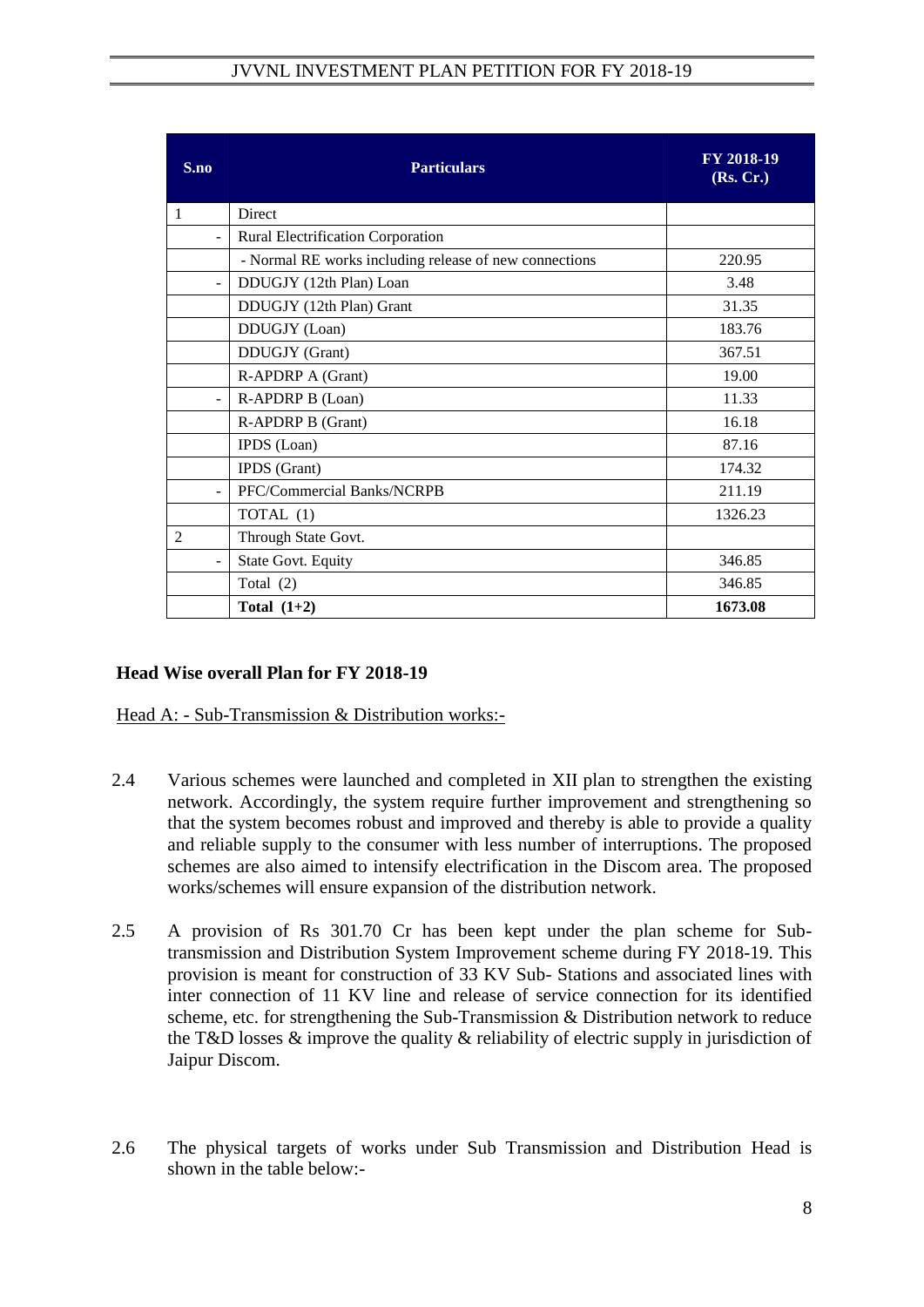| S.no | Particulars | FY 2018-19 (Rs. Cr.) |
|---|---|---|
| 1 | Direct | |
| - | Rural Electrification Corporation | |
| | - Normal RE works including release of new connections | 220.95 |
| - | DDUGJY (12th Plan) Loan | 3.48 |
| | DDUGJY (12th Plan) Grant | 31.35 |
| | DDUGJY (Loan) | 183.76 |
| | DDUGJY (Grant) | 367.51 |
| | R-APDRP A (Grant) | 19.00 |
| - | R-APDRP B (Loan) | 11.33 |
| | R-APDRP B (Grant) | 16.18 |
| | IPDS (Loan) | 87.16 |
| | IPDS (Grant) | 174.32 |
| - | PFC/Commercial Banks/NCRPB | 211.19 |
| | TOTAL (1) | 1326.23 |
| 2 | Through State Govt. | |
| - | State Govt. Equity | 346.85 |
| | Total (2) | 346.85 |
| | **Total (1+2)** | **1673.08** |

**Head Wise overall Plan for FY 2018-19**

<u>Head A: - Sub-Transmission & Distribution works:-</u>

2.4 Various schemes were launched and completed in XII plan to strengthen the existing network. Accordingly, the system require further improvement and strengthening so that the system becomes robust and improved and thereby is able to provide a quality and reliable supply to the consumer with less number of interruptions. The proposed schemes are also aimed to intensify electrification in the Discom area. The proposed works/schemes will ensure expansion of the distribution network.

2.5 A provision of Rs 301.70 Cr has been kept under the plan scheme for Sub-transmission and Distribution System Improvement scheme during FY 2018-19. This provision is meant for construction of 33 KV Sub- Stations and associated lines with inter connection of 11 KV line and release of service connection for its identified scheme, etc. for strengthening the Sub-Transmission & Distribution network to reduce the T&D losses & improve the quality & reliability of electric supply in jurisdiction of Jaipur Discom.

2.6 The physical targets of works under Sub Transmission and Distribution Head is shown in the table below:-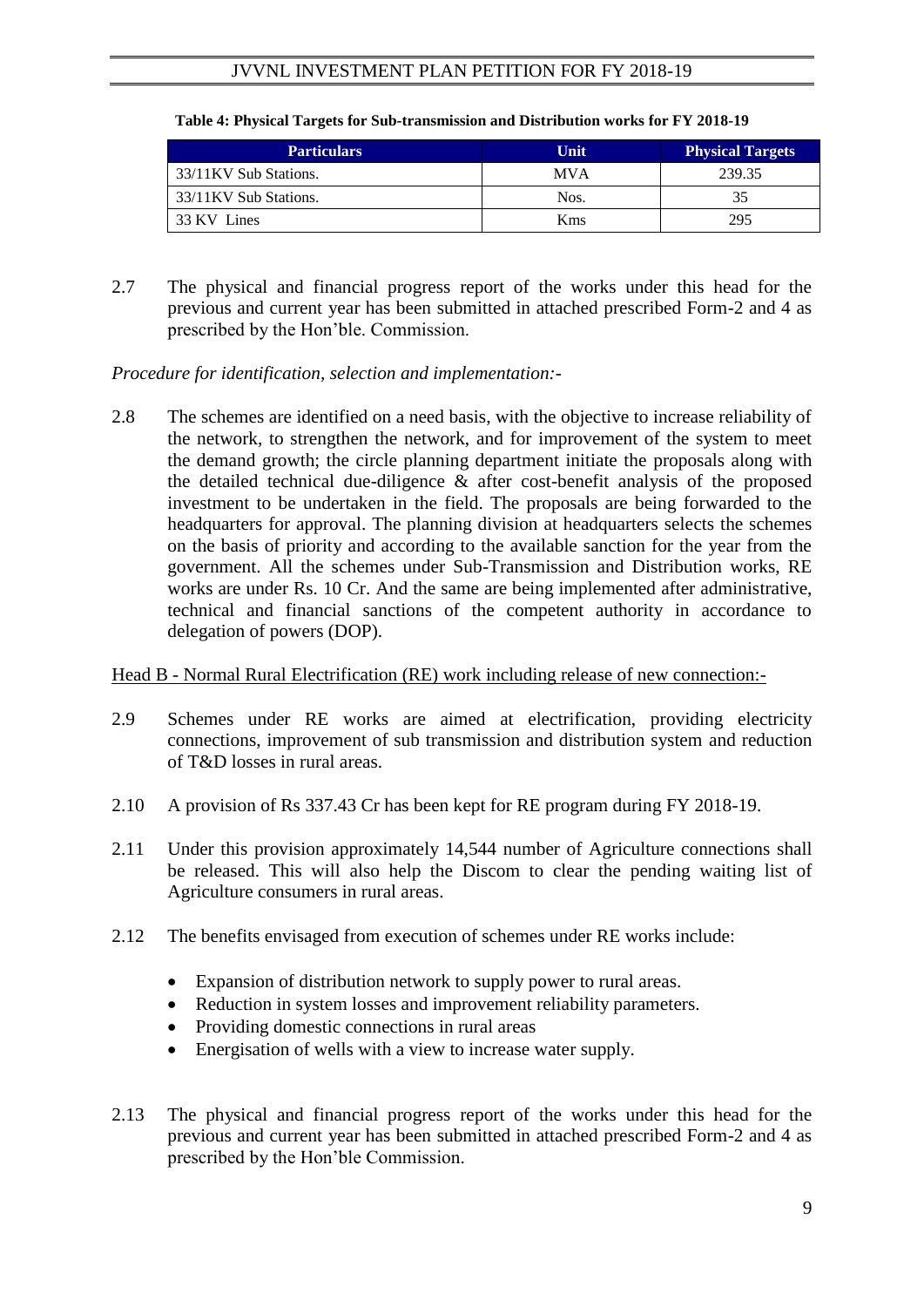**Table 4: Physical Targets for Sub-transmission and Distribution works for FY 2018-19**

| Particulars | Unit | Physical Targets |
|---|---|---|
| 33/11KV Sub Stations. | MVA | 239.35 |
| 33/11KV Sub Stations. | Nos. | 35 |
| 33 KV Lines | Kms | 295 |

2.7 The physical and financial progress report of the works under this head for the previous and current year has been submitted in attached prescribed Form-2 and 4 as prescribed by the Hon'ble. Commission.

*Procedure for identification, selection and implementation:-*

2.8 The schemes are identified on a need basis, with the objective to increase reliability of the network, to strengthen the network, and for improvement of the system to meet the demand growth; the circle planning department initiate the proposals along with the detailed technical due-diligence & after cost-benefit analysis of the proposed investment to be undertaken in the field. The proposals are being forwarded to the headquarters for approval. The planning division at headquarters selects the schemes on the basis of priority and according to the available sanction for the year from the government. All the schemes under Sub-Transmission and Distribution works, RE works are under Rs. 10 Cr. And the same are being implemented after administrative, technical and financial sanctions of the competent authority in accordance to delegation of powers (DOP).

<u>Head B - Normal Rural Electrification (RE) work including release of new connection:-</u>

2.9 Schemes under RE works are aimed at electrification, providing electricity connections, improvement of sub transmission and distribution system and reduction of T&D losses in rural areas.

2.10 A provision of Rs 337.43 Cr has been kept for RE program during FY 2018-19.

2.11 Under this provision approximately 14,544 number of Agriculture connections shall be released. This will also help the Discom to clear the pending waiting list of Agriculture consumers in rural areas.

2.12 The benefits envisaged from execution of schemes under RE works include:

- Expansion of distribution network to supply power to rural areas.
- Reduction in system losses and improvement reliability parameters.
- Providing domestic connections in rural areas
- Energisation of wells with a view to increase water supply.

2.13 The physical and financial progress report of the works under this head for the previous and current year has been submitted in attached prescribed Form-2 and 4 as prescribed by the Hon'ble Commission.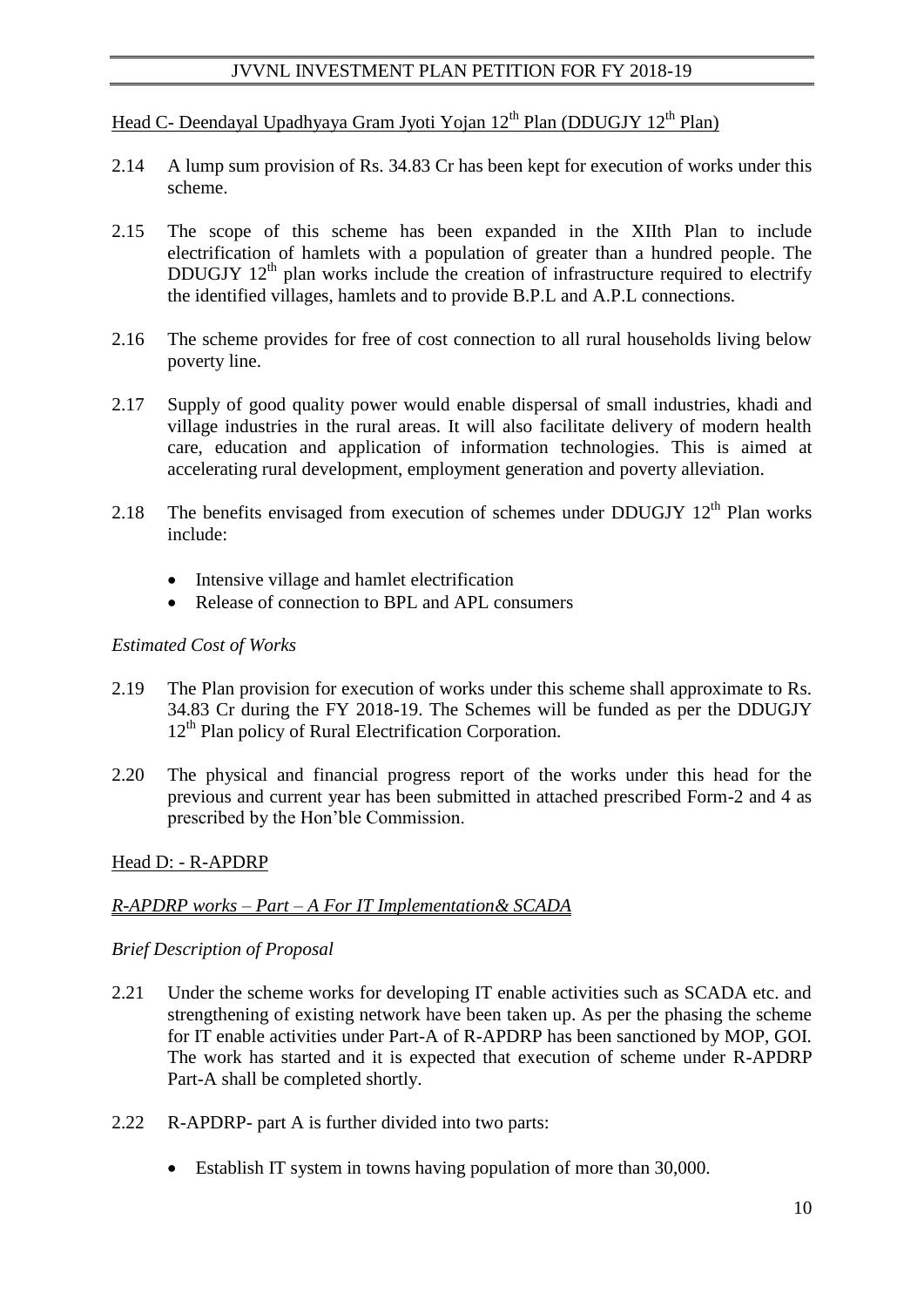<u>Head C- Deendayal Upadhyaya Gram Jyoti Yojan 12th Plan (DDUGJY 12th Plan)</u>

2.14 A lump sum provision of Rs. 34.83 Cr has been kept for execution of works under this scheme.

2.15 The scope of this scheme has been expanded in the XIIth Plan to include electrification of hamlets with a population of greater than a hundred people. The DDUGJY 12th plan works include the creation of infrastructure required to electrify the identified villages, hamlets and to provide B.P.L and A.P.L connections.

2.16 The scheme provides for free of cost connection to all rural households living below poverty line.

2.17 Supply of good quality power would enable dispersal of small industries, khadi and village industries in the rural areas. It will also facilitate delivery of modern health care, education and application of information technologies. This is aimed at accelerating rural development, employment generation and poverty alleviation.

2.18 The benefits envisaged from execution of schemes under DDUGJY 12th Plan works include:

- Intensive village and hamlet electrification
- Release of connection to BPL and APL consumers

*Estimated Cost of Works*

2.19 The Plan provision for execution of works under this scheme shall approximate to Rs. 34.83 Cr during the FY 2018-19. The Schemes will be funded as per the DDUGJY 12th Plan policy of Rural Electrification Corporation.

2.20 The physical and financial progress report of the works under this head for the previous and current year has been submitted in attached prescribed Form-2 and 4 as prescribed by the Hon'ble Commission.

<u>Head D: - R-APDRP</u>

<u>*R-APDRP works – Part – A For IT Implementation& SCADA*</u>

*Brief Description of Proposal*

2.21 Under the scheme works for developing IT enable activities such as SCADA etc. and strengthening of existing network have been taken up. As per the phasing the scheme for IT enable activities under Part-A of R-APDRP has been sanctioned by MOP, GOI. The work has started and it is expected that execution of scheme under R-APDRP Part-A shall be completed shortly.

2.22 R-APDRP- part A is further divided into two parts:

- Establish IT system in towns having population of more than 30,000.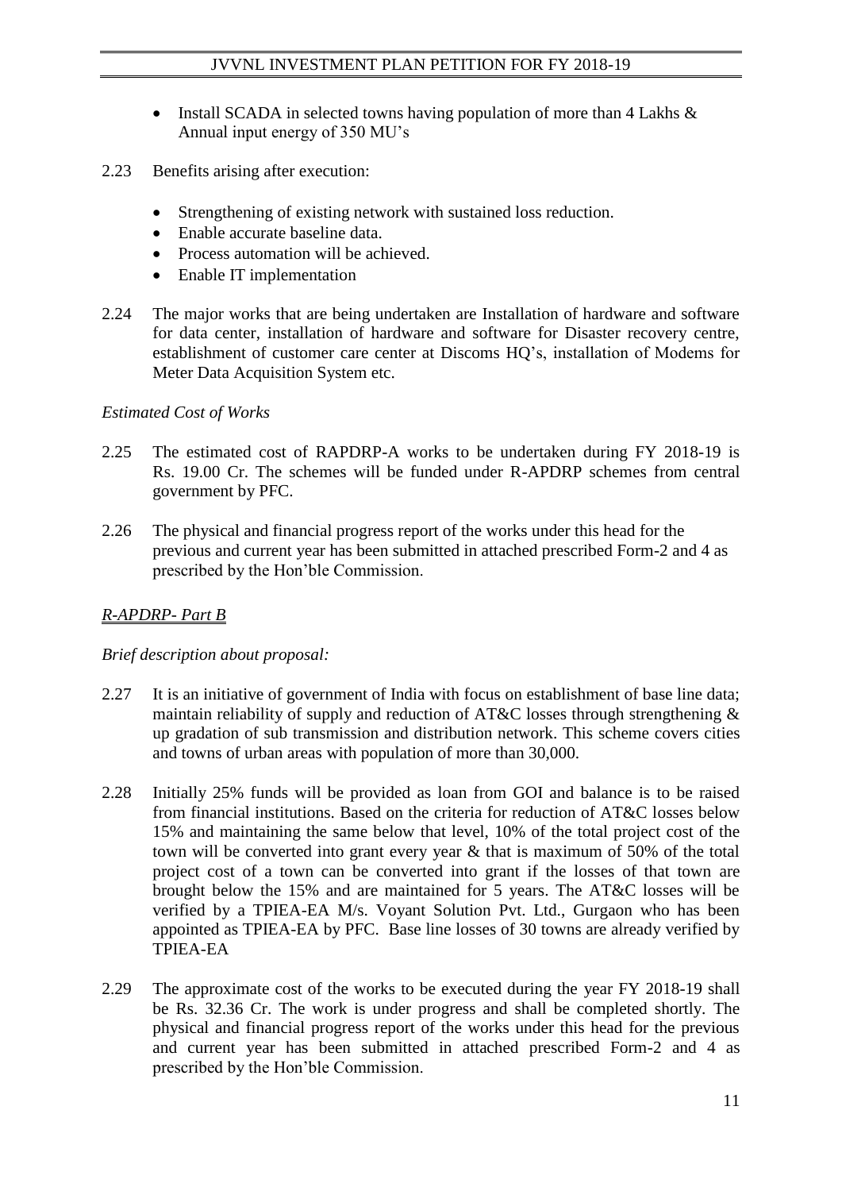- Install SCADA in selected towns having population of more than 4 Lakhs & Annual input energy of 350 MU's

2.23 Benefits arising after execution:

- Strengthening of existing network with sustained loss reduction.
- Enable accurate baseline data.
- Process automation will be achieved.
- Enable IT implementation

2.24 The major works that are being undertaken are Installation of hardware and software for data center, installation of hardware and software for Disaster recovery centre, establishment of customer care center at Discoms HQ's, installation of Modems for Meter Data Acquisition System etc.

*Estimated Cost of Works*

2.25 The estimated cost of RAPDRP-A works to be undertaken during FY 2018-19 is Rs. 19.00 Cr. The schemes will be funded under R-APDRP schemes from central government by PFC.

2.26 The physical and financial progress report of the works under this head for the previous and current year has been submitted in attached prescribed Form-2 and 4 as prescribed by the Hon'ble Commission.

*R-APDRP- Part B*

*Brief description about proposal:*

2.27 It is an initiative of government of India with focus on establishment of base line data; maintain reliability of supply and reduction of AT&C losses through strengthening & up gradation of sub transmission and distribution network. This scheme covers cities and towns of urban areas with population of more than 30,000.

2.28 Initially 25% funds will be provided as loan from GOI and balance is to be raised from financial institutions. Based on the criteria for reduction of AT&C losses below 15% and maintaining the same below that level, 10% of the total project cost of the town will be converted into grant every year & that is maximum of 50% of the total project cost of a town can be converted into grant if the losses of that town are brought below the 15% and are maintained for 5 years. The AT&C losses will be verified by a TPIEA-EA M/s. Voyant Solution Pvt. Ltd., Gurgaon who has been appointed as TPIEA-EA by PFC. Base line losses of 30 towns are already verified by TPIEA-EA

2.29 The approximate cost of the works to be executed during the year FY 2018-19 shall be Rs. 32.36 Cr. The work is under progress and shall be completed shortly. The physical and financial progress report of the works under this head for the previous and current year has been submitted in attached prescribed Form-2 and 4 as prescribed by the Hon'ble Commission.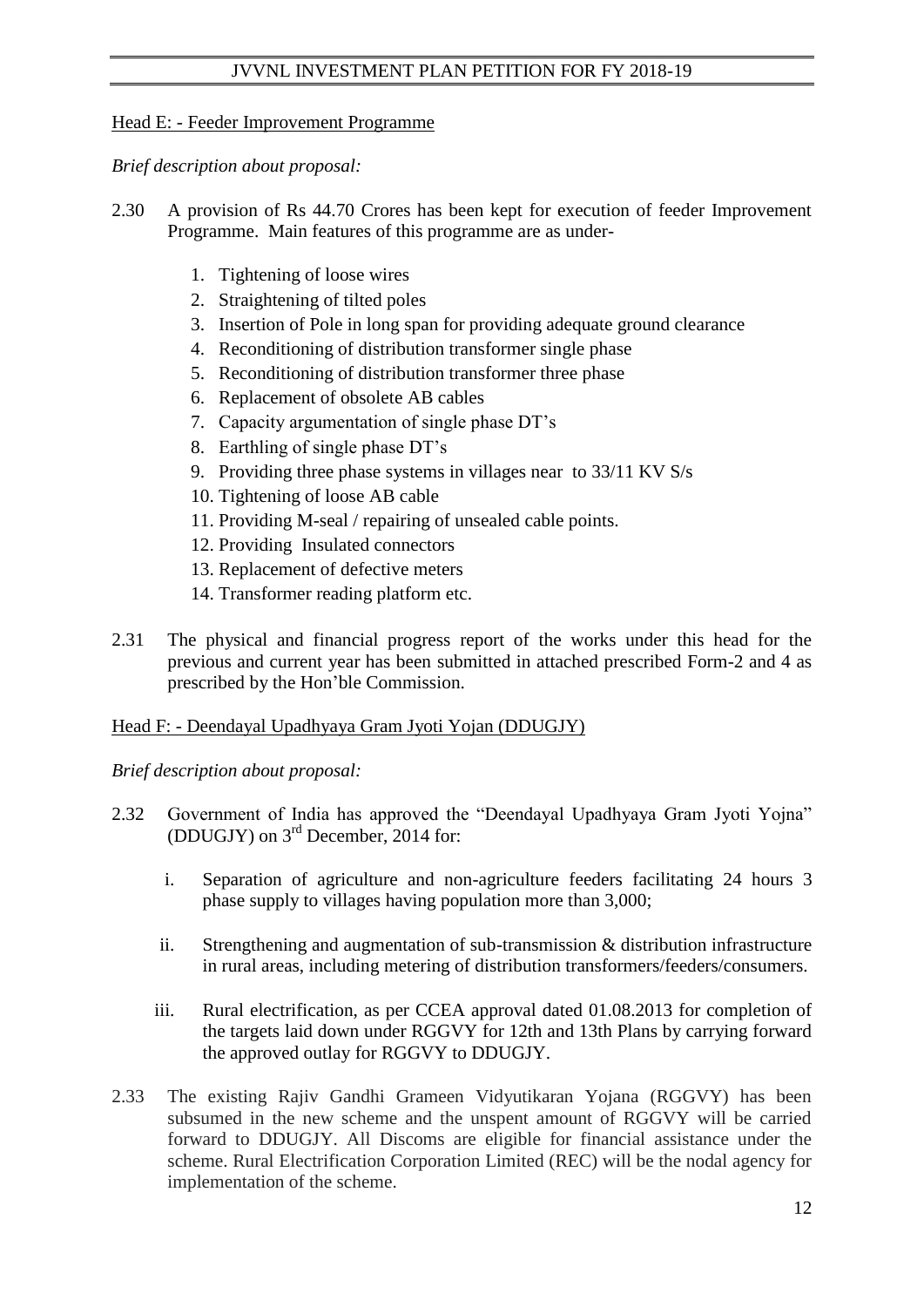Head E: - Feeder Improvement Programme

*Brief description about proposal:*

2.30 A provision of Rs 44.70 Crores has been kept for execution of feeder Improvement Programme. Main features of this programme are as under-

1. Tightening of loose wires
2. Straightening of tilted poles
3. Insertion of Pole in long span for providing adequate ground clearance
4. Reconditioning of distribution transformer single phase
5. Reconditioning of distribution transformer three phase
6. Replacement of obsolete AB cables
7. Capacity argumentation of single phase DT's
8. Earthling of single phase DT's
9. Providing three phase systems in villages near to 33/11 KV S/s
10. Tightening of loose AB cable
11. Providing M-seal / repairing of unsealed cable points.
12. Providing Insulated connectors
13. Replacement of defective meters
14. Transformer reading platform etc.

2.31 The physical and financial progress report of the works under this head for the previous and current year has been submitted in attached prescribed Form-2 and 4 as prescribed by the Hon'ble Commission.

Head F: - Deendayal Upadhyaya Gram Jyoti Yojan (DDUGJY)

*Brief description about proposal:*

2.32 Government of India has approved the "Deendayal Upadhyaya Gram Jyoti Yojna" (DDUGJY) on 3rd December, 2014 for:

i. Separation of agriculture and non-agriculture feeders facilitating 24 hours 3 phase supply to villages having population more than 3,000;

ii. Strengthening and augmentation of sub-transmission & distribution infrastructure in rural areas, including metering of distribution transformers/feeders/consumers.

iii. Rural electrification, as per CCEA approval dated 01.08.2013 for completion of the targets laid down under RGGVY for 12th and 13th Plans by carrying forward the approved outlay for RGGVY to DDUGJY.

2.33 The existing Rajiv Gandhi Grameen Vidyutikaran Yojana (RGGVY) has been subsumed in the new scheme and the unspent amount of RGGVY will be carried forward to DDUGJY. All Discoms are eligible for financial assistance under the scheme. Rural Electrification Corporation Limited (REC) will be the nodal agency for implementation of the scheme.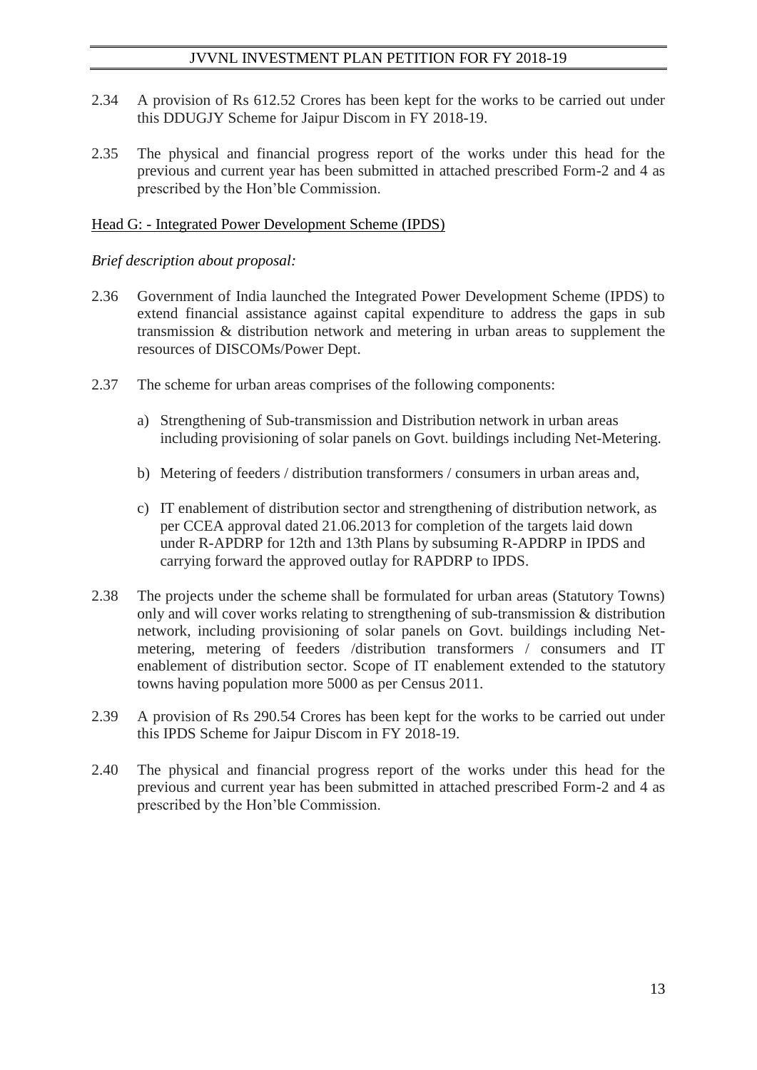2.34 A provision of Rs 612.52 Crores has been kept for the works to be carried out under this DDUGJY Scheme for Jaipur Discom in FY 2018-19.

2.35 The physical and financial progress report of the works under this head for the previous and current year has been submitted in attached prescribed Form-2 and 4 as prescribed by the Hon'ble Commission.

Head G: - Integrated Power Development Scheme (IPDS)

*Brief description about proposal:*

2.36 Government of India launched the Integrated Power Development Scheme (IPDS) to extend financial assistance against capital expenditure to address the gaps in sub transmission & distribution network and metering in urban areas to supplement the resources of DISCOMs/Power Dept.

2.37 The scheme for urban areas comprises of the following components:

a) Strengthening of Sub-transmission and Distribution network in urban areas including provisioning of solar panels on Govt. buildings including Net-Metering.

b) Metering of feeders / distribution transformers / consumers in urban areas and,

c) IT enablement of distribution sector and strengthening of distribution network, as per CCEA approval dated 21.06.2013 for completion of the targets laid down under R-APDRP for 12th and 13th Plans by subsuming R-APDRP in IPDS and carrying forward the approved outlay for RAPDRP to IPDS.

2.38 The projects under the scheme shall be formulated for urban areas (Statutory Towns) only and will cover works relating to strengthening of sub-transmission & distribution network, including provisioning of solar panels on Govt. buildings including Net-metering, metering of feeders /distribution transformers / consumers and IT enablement of distribution sector. Scope of IT enablement extended to the statutory towns having population more 5000 as per Census 2011.

2.39 A provision of Rs 290.54 Crores has been kept for the works to be carried out under this IPDS Scheme for Jaipur Discom in FY 2018-19.

2.40 The physical and financial progress report of the works under this head for the previous and current year has been submitted in attached prescribed Form-2 and 4 as prescribed by the Hon'ble Commission.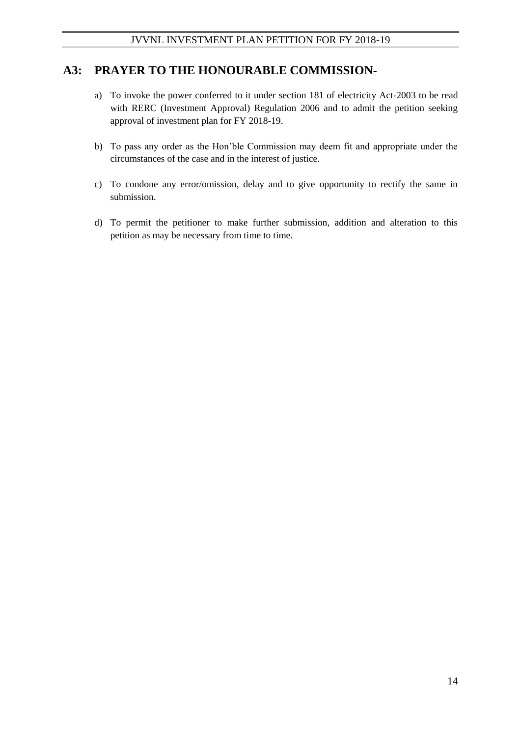## A3: PRAYER TO THE HONOURABLE COMMISSION-

a) To invoke the power conferred to it under section 181 of electricity Act-2003 to be read with RERC (Investment Approval) Regulation 2006 and to admit the petition seeking approval of investment plan for FY 2018-19.

b) To pass any order as the Hon'ble Commission may deem fit and appropriate under the circumstances of the case and in the interest of justice.

c) To condone any error/omission, delay and to give opportunity to rectify the same in submission.

d) To permit the petitioner to make further submission, addition and alteration to this petition as may be necessary from time to time.